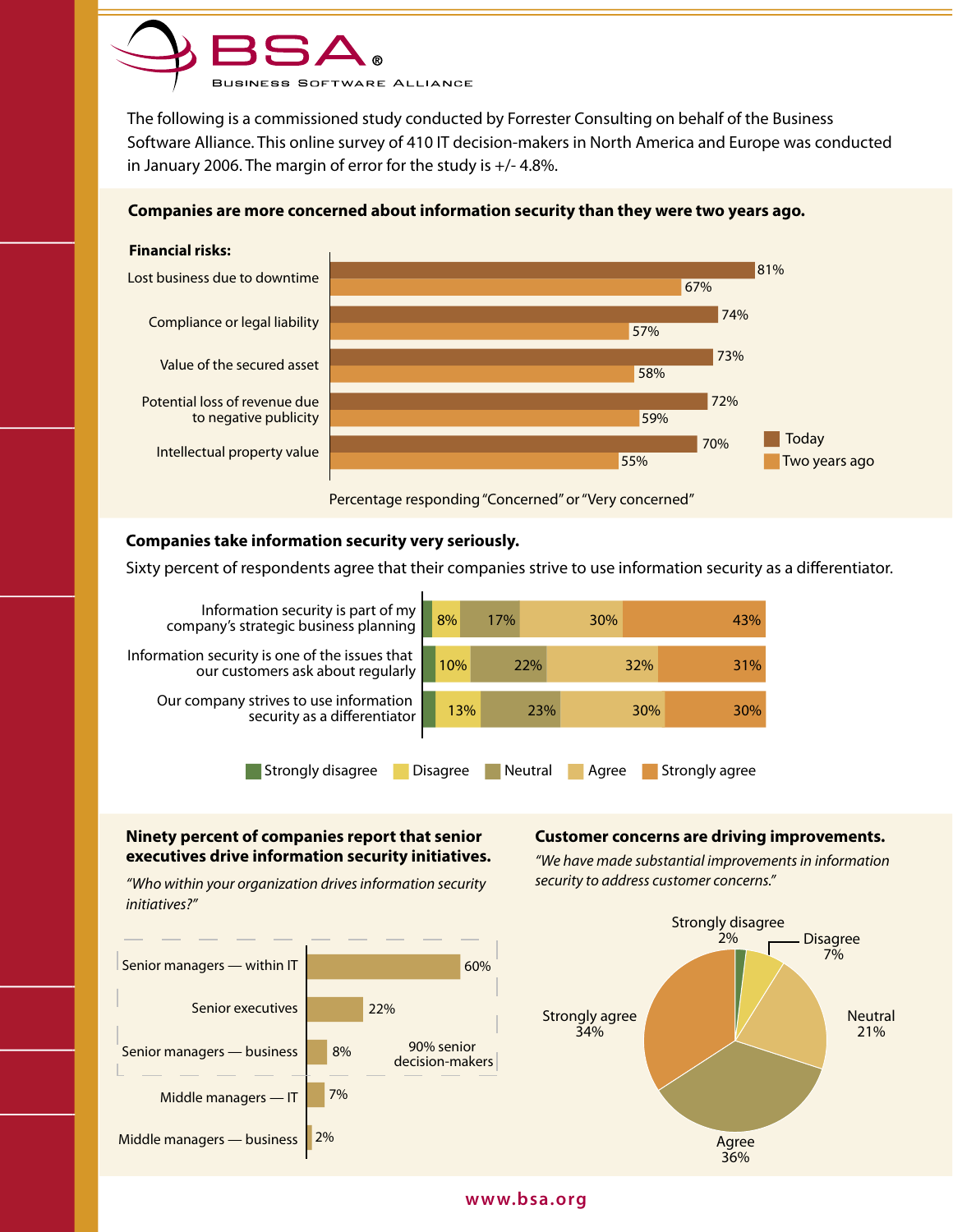# BSA®

BUSINESS SOFTWARE ALLIANCE

The following is a commissioned study conducted by Forrester Consulting on behalf of the Business Software Alliance. This online survey of 410 IT decision-makers in North America and Europe was conducted in January 2006. The margin of error for the study is +/- 4.8%.

## Companies are more concerned about information security than they were two years ago.

**Financial risks:**

Lost business due to downtime
81%
67%

Compliance or legal liability
74%
57%

Value of the secured asset
73%
58%

Potential loss of revenue due to negative publicity
72%
59%

Intellectual property value
70%
55%

Today
Two years ago

Percentage responding "Concerned" or "Very concerned"

## Companies take information security very seriously.

Sixty percent of respondents agree that their companies strive to use information security as a differentiator.

Information security is part of my company's strategic business planning
8%
17%
30%
43%

Information security is one of the issues that our customers ask about regularly
10%
22%
32%
31%

Our company strives to use information security as a differentiator
13%
23%
30%
30%

Strongly disagree
Disagree
Neutral
Agree
Strongly agree

## Ninety percent of companies report that senior executives drive information security initiatives.

*"Who within your organization drives information security initiatives?"*

Senior managers — within IT
60%

Senior executives
22%

Senior managers — business
8%

90% senior decision-makers

Middle managers — IT
7%

Middle managers — business
2%

## Customer concerns are driving improvements.

*"We have made substantial improvements in information security to address customer concerns."*

Strongly disagree
2%

Disagree
7%

Neutral
21%

Agree
36%

Strongly agree
34%

www.bsa.org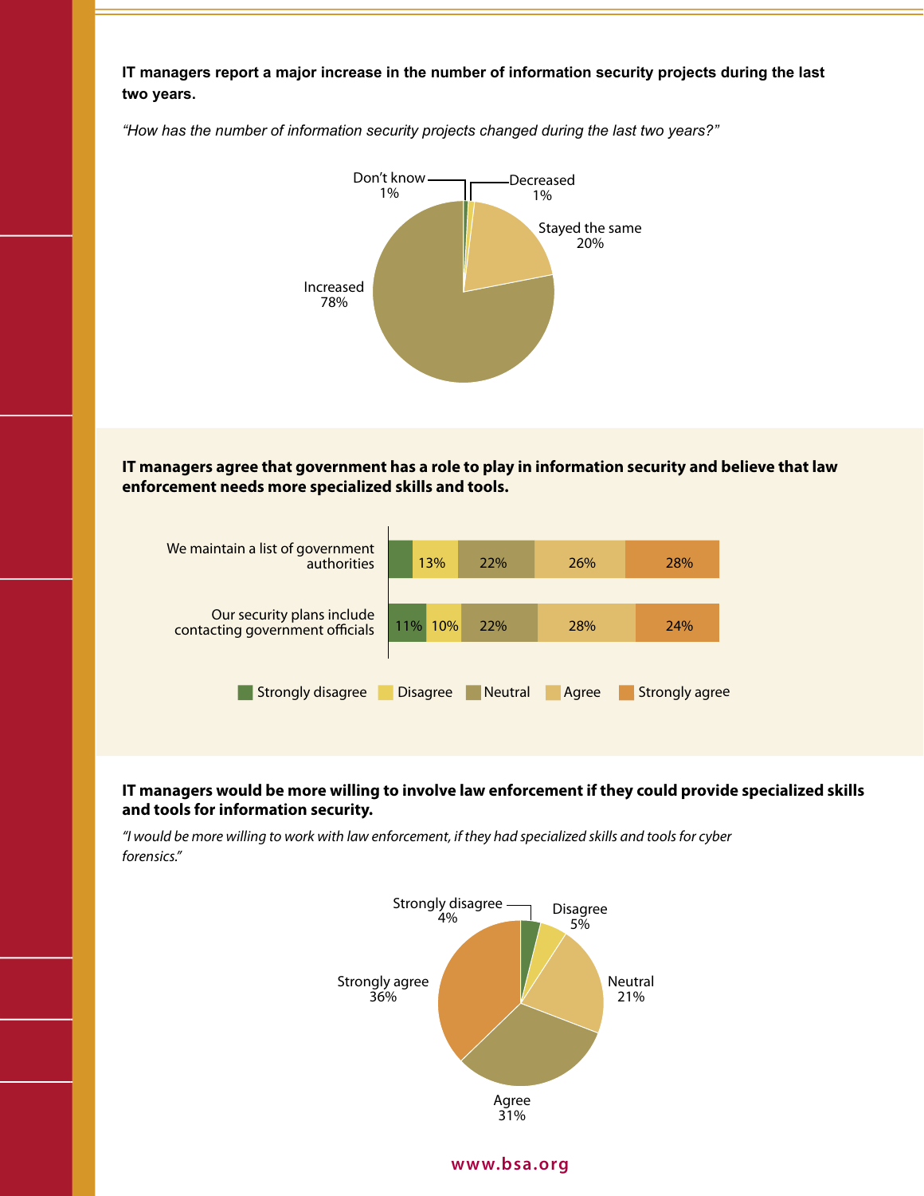**IT managers report a major increase in the number of information security projects during the last two years.**

*"How has the number of information security projects changed during the last two years?"*

Don't know 1%
Decreased 1%
Stayed the same 20%
Increased 78%

**IT managers agree that government has a role to play in information security and believe that law enforcement needs more specialized skills and tools.**

We maintain a list of government authorities
13% 22% 26% 28%

Our security plans include contacting government officials
11% 10% 22% 28% 24%

Strongly disagree Disagree Neutral Agree Strongly agree

**IT managers would be more willing to involve law enforcement if they could provide specialized skills and tools for information security.**

*"I would be more willing to work with law enforcement, if they had specialized skills and tools for cyber forensics."*

Strongly disagree 4%
Disagree 5%
Neutral 21%
Agree 31%
Strongly agree 36%

www.bsa.org